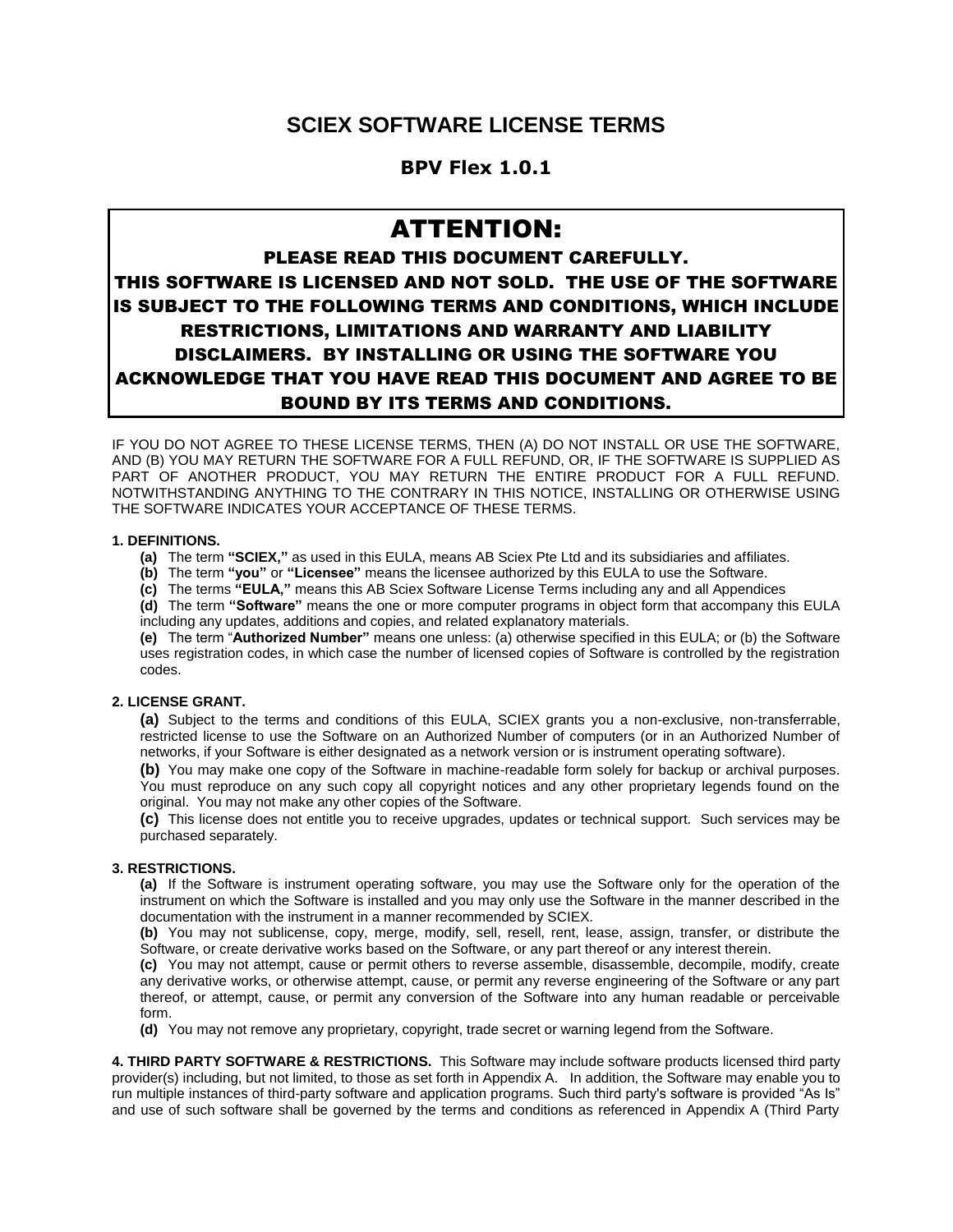# SCIEX SOFTWARE LICENSE TERMS

## BPV Flex 1.0.1

> ## ATTENTION:
>
> **PLEASE READ THIS DOCUMENT CAREFULLY.**
>
> **THIS SOFTWARE IS LICENSED AND NOT SOLD. THE USE OF THE SOFTWARE IS SUBJECT TO THE FOLLOWING TERMS AND CONDITIONS, WHICH INCLUDE RESTRICTIONS, LIMITATIONS AND WARRANTY AND LIABILITY DISCLAIMERS. BY INSTALLING OR USING THE SOFTWARE YOU ACKNOWLEDGE THAT YOU HAVE READ THIS DOCUMENT AND AGREE TO BE BOUND BY ITS TERMS AND CONDITIONS.**

IF YOU DO NOT AGREE TO THESE LICENSE TERMS, THEN (A) DO NOT INSTALL OR USE THE SOFTWARE, AND (B) YOU MAY RETURN THE SOFTWARE FOR A FULL REFUND, OR, IF THE SOFTWARE IS SUPPLIED AS PART OF ANOTHER PRODUCT, YOU MAY RETURN THE ENTIRE PRODUCT FOR A FULL REFUND. NOTWITHSTANDING ANYTHING TO THE CONTRARY IN THIS NOTICE, INSTALLING OR OTHERWISE USING THE SOFTWARE INDICATES YOUR ACCEPTANCE OF THESE TERMS.

**1. DEFINITIONS.**

**(a)** The term **"SCIEX,"** as used in this EULA, means AB Sciex Pte Ltd and its subsidiaries and affiliates.

**(b)** The term **"you"** or **"Licensee"** means the licensee authorized by this EULA to use the Software.

**(c)** The terms **"EULA,"** means this AB Sciex Software License Terms including any and all Appendices

**(d)** The term **"Software"** means the one or more computer programs in object form that accompany this EULA including any updates, additions and copies, and related explanatory materials.

**(e)** The term "**Authorized Number"** means one unless: (a) otherwise specified in this EULA; or (b) the Software uses registration codes, in which case the number of licensed copies of Software is controlled by the registration codes.

**2. LICENSE GRANT.**

**(a)** Subject to the terms and conditions of this EULA, SCIEX grants you a non-exclusive, non-transferrable, restricted license to use the Software on an Authorized Number of computers (or in an Authorized Number of networks, if your Software is either designated as a network version or is instrument operating software).

**(b)** You may make one copy of the Software in machine-readable form solely for backup or archival purposes. You must reproduce on any such copy all copyright notices and any other proprietary legends found on the original. You may not make any other copies of the Software.

**(c)** This license does not entitle you to receive upgrades, updates or technical support. Such services may be purchased separately.

**3. RESTRICTIONS.**

**(a)** If the Software is instrument operating software, you may use the Software only for the operation of the instrument on which the Software is installed and you may only use the Software in the manner described in the documentation with the instrument in a manner recommended by SCIEX.

**(b)** You may not sublicense, copy, merge, modify, sell, resell, rent, lease, assign, transfer, or distribute the Software, or create derivative works based on the Software, or any part thereof or any interest therein.

**(c)** You may not attempt, cause or permit others to reverse assemble, disassemble, decompile, modify, create any derivative works, or otherwise attempt, cause, or permit any reverse engineering of the Software or any part thereof, or attempt, cause, or permit any conversion of the Software into any human readable or perceivable form.

**(d)** You may not remove any proprietary, copyright, trade secret or warning legend from the Software.

**4. THIRD PARTY SOFTWARE & RESTRICTIONS.** This Software may include software products licensed third party provider(s) including, but not limited, to those as set forth in Appendix A. In addition, the Software may enable you to run multiple instances of third-party software and application programs. Such third party's software is provided "As Is" and use of such software shall be governed by the terms and conditions as referenced in Appendix A (Third Party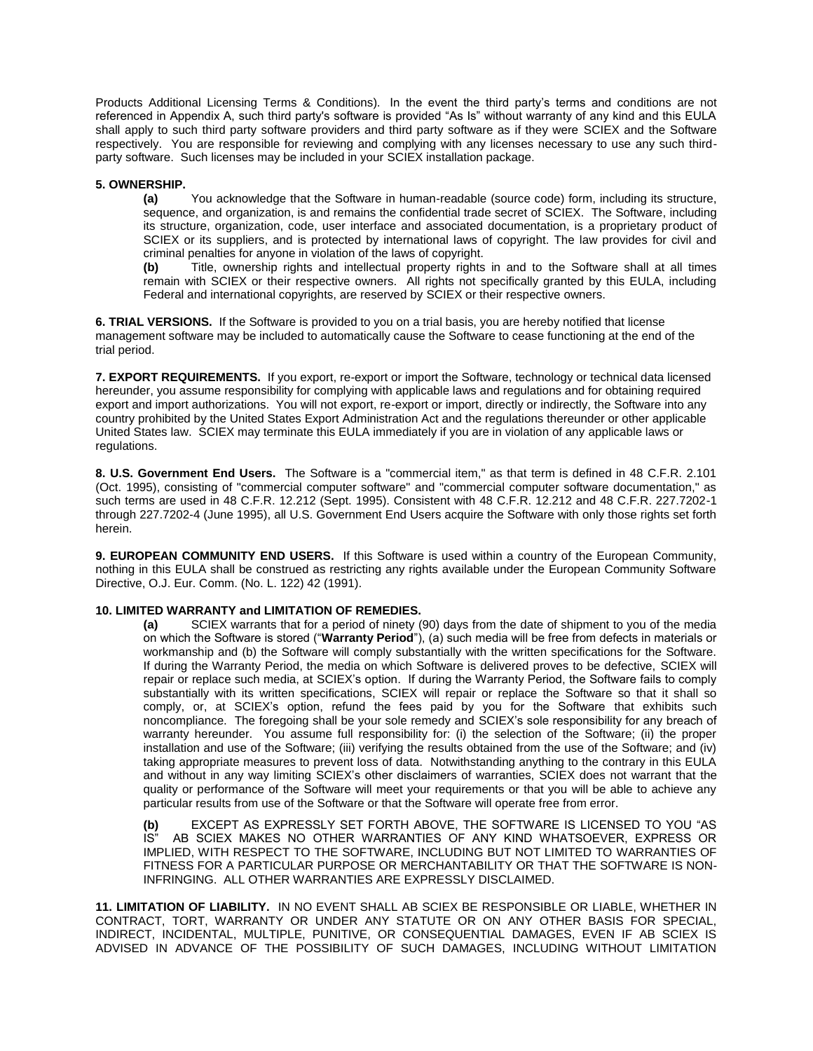Products Additional Licensing Terms & Conditions). In the event the third party's terms and conditions are not referenced in Appendix A, such third party's software is provided "As Is" without warranty of any kind and this EULA shall apply to such third party software providers and third party software as if they were SCIEX and the Software respectively. You are responsible for reviewing and complying with any licenses necessary to use any such third-party software. Such licenses may be included in your SCIEX installation package.

**5. OWNERSHIP.**

**(a)** You acknowledge that the Software in human-readable (source code) form, including its structure, sequence, and organization, is and remains the confidential trade secret of SCIEX. The Software, including its structure, organization, code, user interface and associated documentation, is a proprietary product of SCIEX or its suppliers, and is protected by international laws of copyright. The law provides for civil and criminal penalties for anyone in violation of the laws of copyright.

**(b)** Title, ownership rights and intellectual property rights in and to the Software shall at all times remain with SCIEX or their respective owners. All rights not specifically granted by this EULA, including Federal and international copyrights, are reserved by SCIEX or their respective owners.

**6. TRIAL VERSIONS.** If the Software is provided to you on a trial basis, you are hereby notified that license management software may be included to automatically cause the Software to cease functioning at the end of the trial period.

**7. EXPORT REQUIREMENTS.** If you export, re-export or import the Software, technology or technical data licensed hereunder, you assume responsibility for complying with applicable laws and regulations and for obtaining required export and import authorizations. You will not export, re-export or import, directly or indirectly, the Software into any country prohibited by the United States Export Administration Act and the regulations thereunder or other applicable United States law. SCIEX may terminate this EULA immediately if you are in violation of any applicable laws or regulations.

**8. U.S. Government End Users.** The Software is a "commercial item," as that term is defined in 48 C.F.R. 2.101 (Oct. 1995), consisting of "commercial computer software" and "commercial computer software documentation," as such terms are used in 48 C.F.R. 12.212 (Sept. 1995). Consistent with 48 C.F.R. 12.212 and 48 C.F.R. 227.7202-1 through 227.7202-4 (June 1995), all U.S. Government End Users acquire the Software with only those rights set forth herein.

**9. EUROPEAN COMMUNITY END USERS.** If this Software is used within a country of the European Community, nothing in this EULA shall be construed as restricting any rights available under the European Community Software Directive, O.J. Eur. Comm. (No. L. 122) 42 (1991).

**10. LIMITED WARRANTY and LIMITATION OF REMEDIES.**

**(a)** SCIEX warrants that for a period of ninety (90) days from the date of shipment to you of the media on which the Software is stored ("**Warranty Period**"), (a) such media will be free from defects in materials or workmanship and (b) the Software will comply substantially with the written specifications for the Software. If during the Warranty Period, the media on which Software is delivered proves to be defective, SCIEX will repair or replace such media, at SCIEX's option. If during the Warranty Period, the Software fails to comply substantially with its written specifications, SCIEX will repair or replace the Software so that it shall so comply, or, at SCIEX's option, refund the fees paid by you for the Software that exhibits such noncompliance. The foregoing shall be your sole remedy and SCIEX's sole responsibility for any breach of warranty hereunder. You assume full responsibility for: (i) the selection of the Software; (ii) the proper installation and use of the Software; (iii) verifying the results obtained from the use of the Software; and (iv) taking appropriate measures to prevent loss of data. Notwithstanding anything to the contrary in this EULA and without in any way limiting SCIEX's other disclaimers of warranties, SCIEX does not warrant that the quality or performance of the Software will meet your requirements or that you will be able to achieve any particular results from use of the Software or that the Software will operate free from error.

**(b)** EXCEPT AS EXPRESSLY SET FORTH ABOVE, THE SOFTWARE IS LICENSED TO YOU "AS IS" AB SCIEX MAKES NO OTHER WARRANTIES OF ANY KIND WHATSOEVER, EXPRESS OR IMPLIED, WITH RESPECT TO THE SOFTWARE, INCLUDING BUT NOT LIMITED TO WARRANTIES OF FITNESS FOR A PARTICULAR PURPOSE OR MERCHANTABILITY OR THAT THE SOFTWARE IS NON-INFRINGING. ALL OTHER WARRANTIES ARE EXPRESSLY DISCLAIMED.

**11. LIMITATION OF LIABILITY.** IN NO EVENT SHALL AB SCIEX BE RESPONSIBLE OR LIABLE, WHETHER IN CONTRACT, TORT, WARRANTY OR UNDER ANY STATUTE OR ON ANY OTHER BASIS FOR SPECIAL, INDIRECT, INCIDENTAL, MULTIPLE, PUNITIVE, OR CONSEQUENTIAL DAMAGES, EVEN IF AB SCIEX IS ADVISED IN ADVANCE OF THE POSSIBILITY OF SUCH DAMAGES, INCLUDING WITHOUT LIMITATION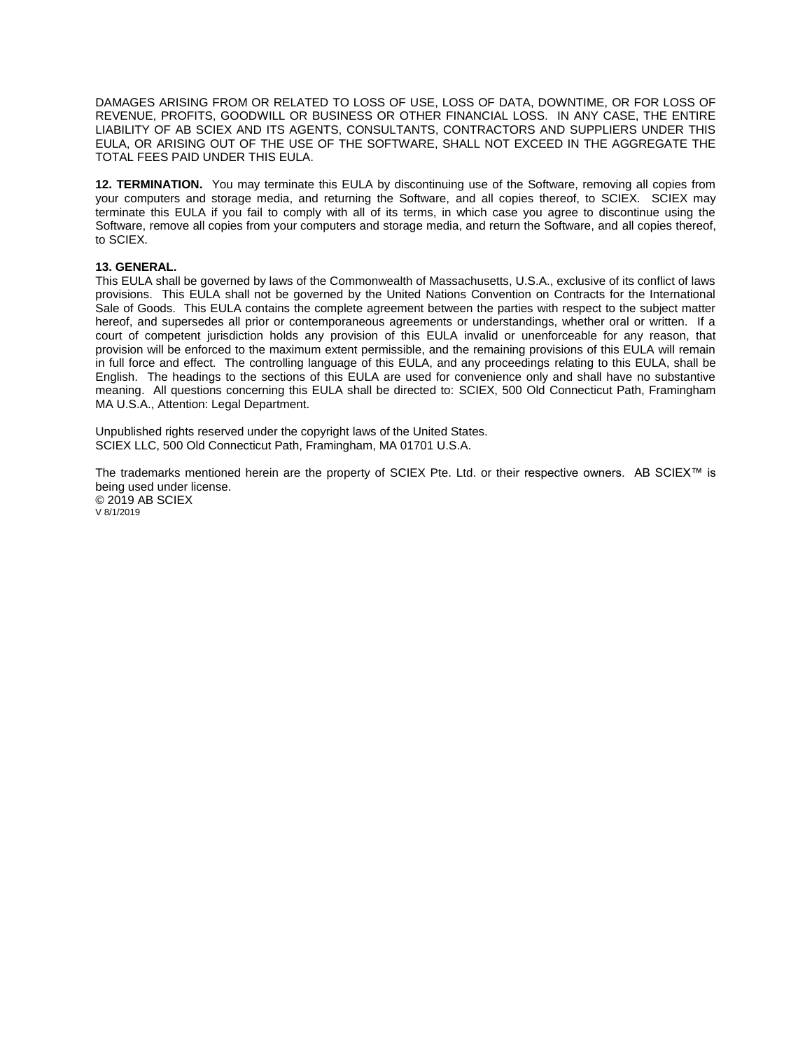DAMAGES ARISING FROM OR RELATED TO LOSS OF USE, LOSS OF DATA, DOWNTIME, OR FOR LOSS OF REVENUE, PROFITS, GOODWILL OR BUSINESS OR OTHER FINANCIAL LOSS. IN ANY CASE, THE ENTIRE LIABILITY OF AB SCIEX AND ITS AGENTS, CONSULTANTS, CONTRACTORS AND SUPPLIERS UNDER THIS EULA, OR ARISING OUT OF THE USE OF THE SOFTWARE, SHALL NOT EXCEED IN THE AGGREGATE THE TOTAL FEES PAID UNDER THIS EULA.

**12. TERMINATION.** You may terminate this EULA by discontinuing use of the Software, removing all copies from your computers and storage media, and returning the Software, and all copies thereof, to SCIEX. SCIEX may terminate this EULA if you fail to comply with all of its terms, in which case you agree to discontinue using the Software, remove all copies from your computers and storage media, and return the Software, and all copies thereof, to SCIEX.

**13. GENERAL.**
This EULA shall be governed by laws of the Commonwealth of Massachusetts, U.S.A., exclusive of its conflict of laws provisions. This EULA shall not be governed by the United Nations Convention on Contracts for the International Sale of Goods. This EULA contains the complete agreement between the parties with respect to the subject matter hereof, and supersedes all prior or contemporaneous agreements or understandings, whether oral or written. If a court of competent jurisdiction holds any provision of this EULA invalid or unenforceable for any reason, that provision will be enforced to the maximum extent permissible, and the remaining provisions of this EULA will remain in full force and effect. The controlling language of this EULA, and any proceedings relating to this EULA, shall be English. The headings to the sections of this EULA are used for convenience only and shall have no substantive meaning. All questions concerning this EULA shall be directed to: SCIEX, 500 Old Connecticut Path, Framingham MA U.S.A., Attention: Legal Department.

Unpublished rights reserved under the copyright laws of the United States.
SCIEX LLC, 500 Old Connecticut Path, Framingham, MA 01701 U.S.A.

The trademarks mentioned herein are the property of SCIEX Pte. Ltd. or their respective owners. AB SCIEX™ is being used under license.
© 2019 AB SCIEX
V 8/1/2019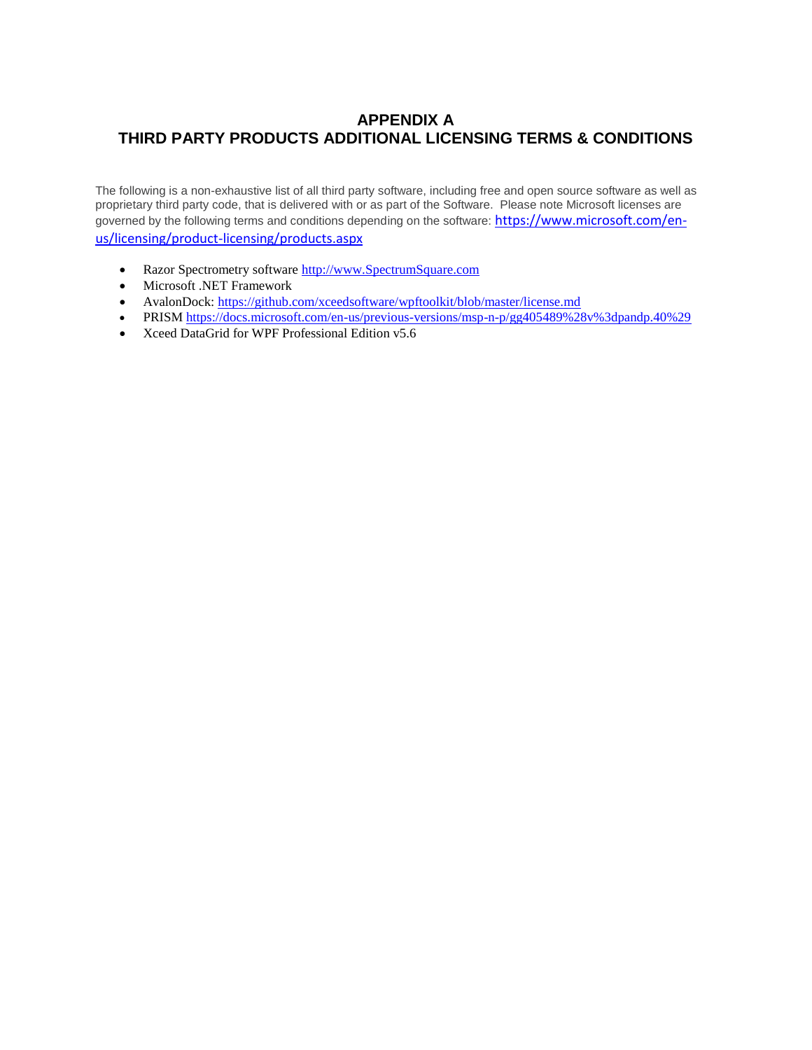# APPENDIX A
# THIRD PARTY PRODUCTS ADDITIONAL LICENSING TERMS & CONDITIONS

The following is a non-exhaustive list of all third party software, including free and open source software as well as proprietary third party code, that is delivered with or as part of the Software. Please note Microsoft licenses are governed by the following terms and conditions depending on the software: https://www.microsoft.com/en-us/licensing/product-licensing/products.aspx

- Razor Spectrometry software http://www.SpectrumSquare.com
- Microsoft .NET Framework
- AvalonDock: https://github.com/xceedsoftware/wpftoolkit/blob/master/license.md
- PRISM https://docs.microsoft.com/en-us/previous-versions/msp-n-p/gg405489%28v%3dpandp.40%29
- Xceed DataGrid for WPF Professional Edition v5.6